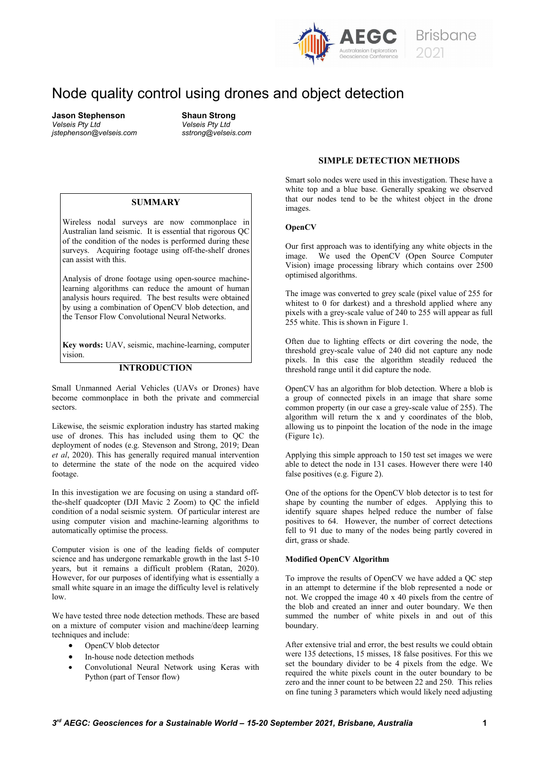# Node quality control using drones and object detection

**Jason Stephenson**
*Velseis Pty Ltd*
*jstephenson@velseis.com*

**Shaun Strong**
*Velseis Pty Ltd*
*sstrong@velseis.com*

## SUMMARY

Wireless nodal surveys are now commonplace in Australian land seismic. It is essential that rigorous QC of the condition of the nodes is performed during these surveys. Acquiring footage using off-the-shelf drones can assist with this.

Analysis of drone footage using open-source machine-learning algorithms can reduce the amount of human analysis hours required. The best results were obtained by using a combination of OpenCV blob detection, and the Tensor Flow Convolutional Neural Networks.

**Key words:** UAV, seismic, machine-learning, computer vision.

## INTRODUCTION

Small Unmanned Aerial Vehicles (UAVs or Drones) have become commonplace in both the private and commercial sectors.

Likewise, the seismic exploration industry has started making use of drones. This has included using them to QC the deployment of nodes (e.g. Stevenson and Strong, 2019; Dean *et al*, 2020). This has generally required manual intervention to determine the state of the node on the acquired video footage.

In this investigation we are focusing on using a standard off-the-shelf quadcopter (DJI Mavic 2 Zoom) to QC the infield condition of a nodal seismic system. Of particular interest are using computer vision and machine-learning algorithms to automatically optimise the process.

Computer vision is one of the leading fields of computer science and has undergone remarkable growth in the last 5-10 years, but it remains a difficult problem (Ratan, 2020). However, for our purposes of identifying what is essentially a small white square in an image the difficulty level is relatively low.

We have tested three node detection methods. These are based on a mixture of computer vision and machine/deep learning techniques and include:

- OpenCV blob detector
- In-house node detection methods
- Convolutional Neural Network using Keras with Python (part of Tensor flow)

## SIMPLE DETECTION METHODS

Smart solo nodes were used in this investigation. These have a white top and a blue base. Generally speaking we observed that our nodes tend to be the whitest object in the drone images.

### OpenCV

Our first approach was to identifying any white objects in the image. We used the OpenCV (Open Source Computer Vision) image processing library which contains over 2500 optimised algorithms.

The image was converted to grey scale (pixel value of 255 for whitest to 0 for darkest) and a threshold applied where any pixels with a grey-scale value of 240 to 255 will appear as full 255 white. This is shown in Figure 1.

Often due to lighting effects or dirt covering the node, the threshold grey-scale value of 240 did not capture any node pixels. In this case the algorithm steadily reduced the threshold range until it did capture the node.

OpenCV has an algorithm for blob detection. Where a blob is a group of connected pixels in an image that share some common property (in our case a grey-scale value of 255). The algorithm will return the x and y coordinates of the blob, allowing us to pinpoint the location of the node in the image (Figure 1c).

Applying this simple approach to 150 test set images we were able to detect the node in 131 cases. However there were 140 false positives (e.g. Figure 2).

One of the options for the OpenCV blob detector is to test for shape by counting the number of edges. Applying this to identify square shapes helped reduce the number of false positives to 64. However, the number of correct detections fell to 91 due to many of the nodes being partly covered in dirt, grass or shade.

### Modified OpenCV Algorithm

To improve the results of OpenCV we have added a QC step in an attempt to determine if the blob represented a node or not. We cropped the image 40 x 40 pixels from the centre of the blob and created an inner and outer boundary. We then summed the number of white pixels in and out of this boundary.

After extensive trial and error, the best results we could obtain were 135 detections, 15 misses, 18 false positives. For this we set the boundary divider to be 4 pixels from the edge. We required the white pixels count in the outer boundary to be zero and the inner count to be between 22 and 250. This relies on fine tuning 3 parameters which would likely need adjusting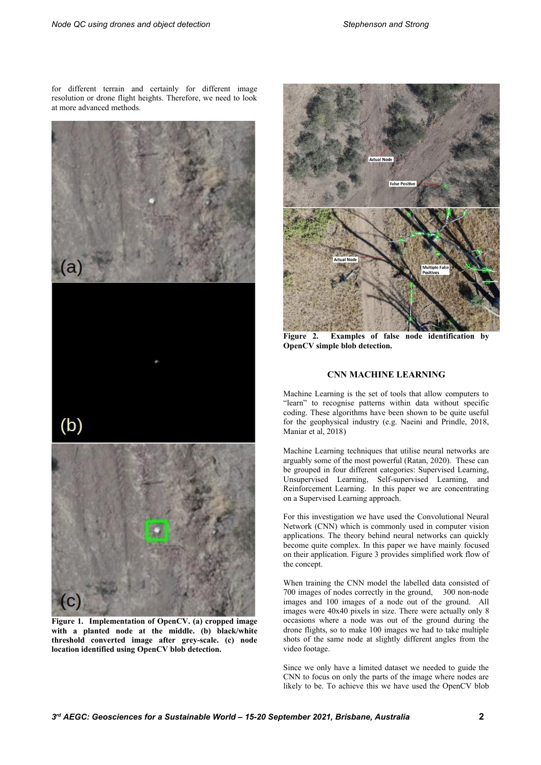for different terrain and certainly for different image resolution or drone flight heights. Therefore, we need to look at more advanced methods.

**Figure 1. Implementation of OpenCV. (a) cropped image with a planted node at the middle. (b) black/white threshold converted image after grey-scale. (c) node location identified using OpenCV blob detection.**

**Figure 2. Examples of false node identification by OpenCV simple blob detection.**

## CNN MACHINE LEARNING

Machine Learning is the set of tools that allow computers to "learn" to recognise patterns within data without specific coding. These algorithms have been shown to be quite useful for the geophysical industry (e.g. Naeini and Prindle, 2018, Maniar et al, 2018)

Machine Learning techniques that utilise neural networks are arguably some of the most powerful (Ratan, 2020). These can be grouped in four different categories: Supervised Learning, Unsupervised Learning, Self-supervised Learning, and Reinforcement Learning. In this paper we are concentrating on a Supervised Learning approach.

For this investigation we have used the Convolutional Neural Network (CNN) which is commonly used in computer vision applications. The theory behind neural networks can quickly become quite complex. In this paper we have mainly focused on their application. Figure 3 provides simplified work flow of the concept.

When training the CNN model the labelled data consisted of 700 images of nodes correctly in the ground, 300 non-node images and 100 images of a node out of the ground. All images were 40x40 pixels in size. There were actually only 8 occasions where a node was out of the ground during the drone flights, so to make 100 images we had to take multiple shots of the same node at slightly different angles from the video footage.

Since we only have a limited dataset we needed to guide the CNN to focus on only the parts of the image where nodes are likely to be. To achieve this we have used the OpenCV blob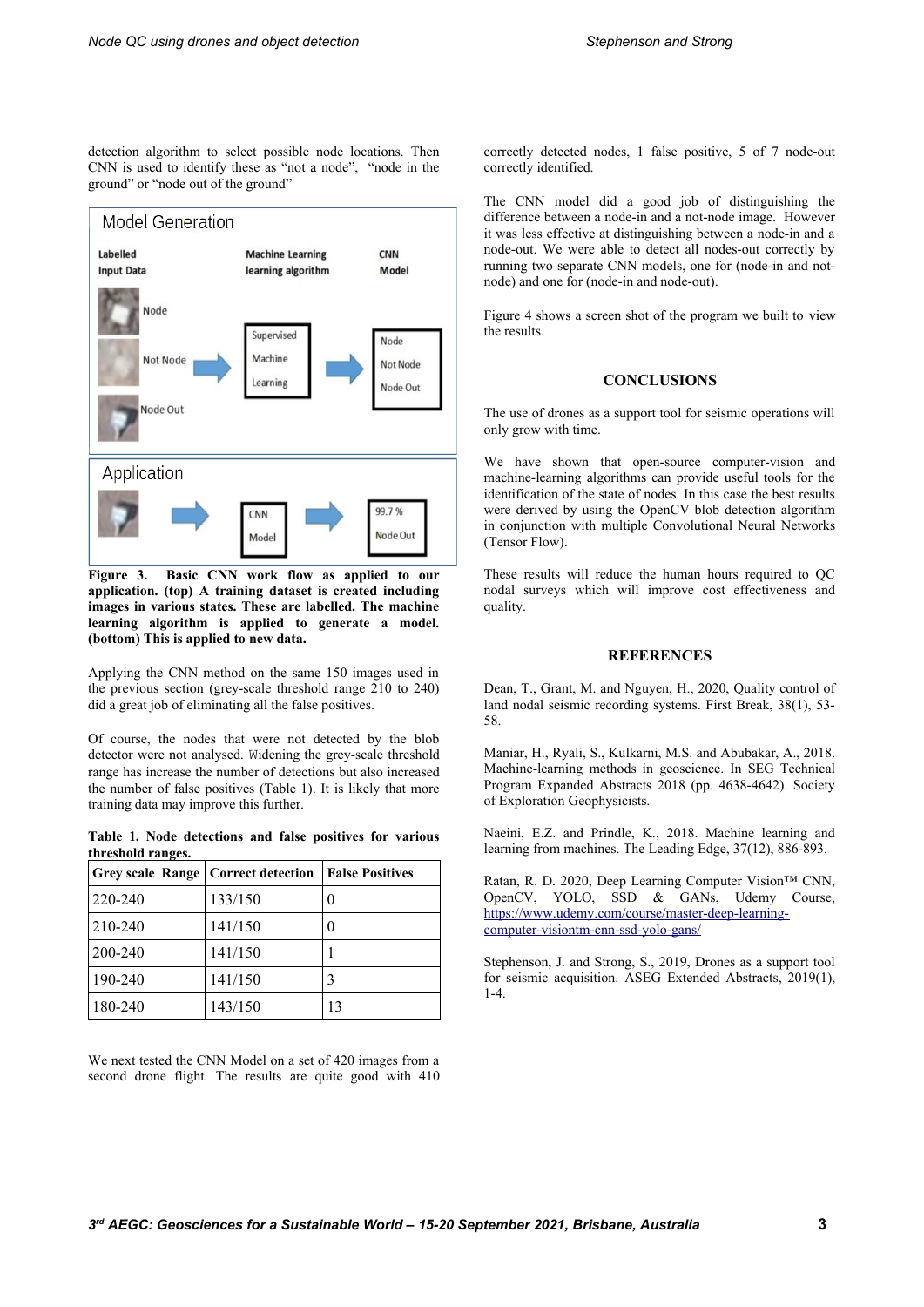detection algorithm to select possible node locations. Then CNN is used to identify these as "not a node", "node in the ground" or "node out of the ground"

**Figure 3. Basic CNN work flow as applied to our application. (top) A training dataset is created including images in various states. These are labelled. The machine learning algorithm is applied to generate a model. (bottom) This is applied to new data.**

Applying the CNN method on the same 150 images used in the previous section (grey-scale threshold range 210 to 240) did a great job of eliminating all the false positives.

Of course, the nodes that were not detected by the blob detector were not analysed. Widening the grey-scale threshold range has increase the number of detections but also increased the number of false positives (Table 1). It is likely that more training data may improve this further.

**Table 1. Node detections and false positives for various threshold ranges.**

| Grey scale Range | Correct detection | False Positives |
|---|---|---|
| 220-240 | 133/150 | 0 |
| 210-240 | 141/150 | 0 |
| 200-240 | 141/150 | 1 |
| 190-240 | 141/150 | 3 |
| 180-240 | 143/150 | 13 |

We next tested the CNN Model on a set of 420 images from a second drone flight. The results are quite good with 410 correctly detected nodes, 1 false positive, 5 of 7 node-out correctly identified.

The CNN model did a good job of distinguishing the difference between a node-in and a not-node image. However it was less effective at distinguishing between a node-in and a node-out. We were able to detect all nodes-out correctly by running two separate CNN models, one for (node-in and not-node) and one for (node-in and node-out).

Figure 4 shows a screen shot of the program we built to view the results.

## CONCLUSIONS

The use of drones as a support tool for seismic operations will only grow with time.

We have shown that open-source computer-vision and machine-learning algorithms can provide useful tools for the identification of the state of nodes. In this case the best results were derived by using the OpenCV blob detection algorithm in conjunction with multiple Convolutional Neural Networks (Tensor Flow).

These results will reduce the human hours required to QC nodal surveys which will improve cost effectiveness and quality.

## REFERENCES

Dean, T., Grant, M. and Nguyen, H., 2020, Quality control of land nodal seismic recording systems. First Break, 38(1), 53-58.

Maniar, H., Ryali, S., Kulkarni, M.S. and Abubakar, A., 2018. Machine-learning methods in geoscience. In SEG Technical Program Expanded Abstracts 2018 (pp. 4638-4642). Society of Exploration Geophysicists.

Naeini, E.Z. and Prindle, K., 2018. Machine learning and learning from machines. The Leading Edge, 37(12), 886-893.

Ratan, R. D. 2020, Deep Learning Computer Vision™ CNN, OpenCV, YOLO, SSD & GANs, Udemy Course, https://www.udemy.com/course/master-deep-learning-computer-visiontm-cnn-ssd-yolo-gans/

Stephenson, J. and Strong, S., 2019, Drones as a support tool for seismic acquisition. ASEG Extended Abstracts, 2019(1), 1-4.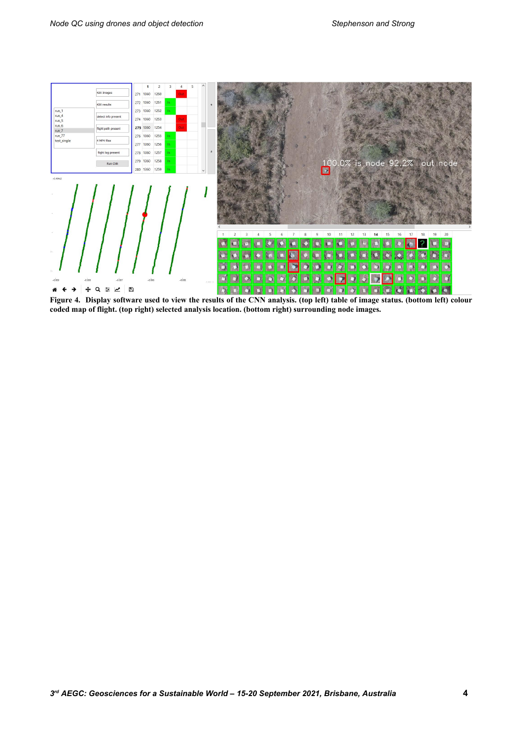**Figure 4. Display software used to view the results of the CNN analysis. (top left) table of image status. (bottom left) colour coded map of flight. (top right) selected analysis location. (bottom right) surrounding node images.**